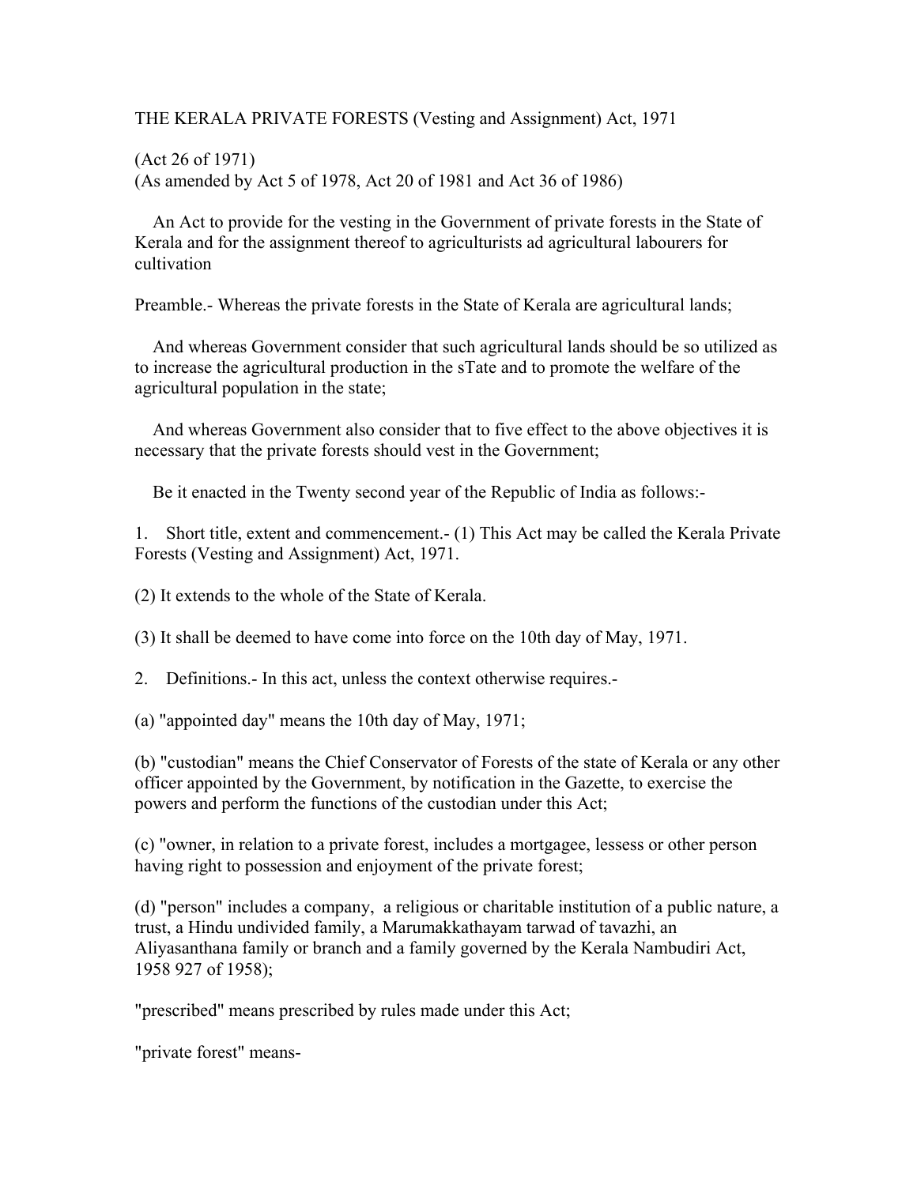THE KERALA PRIVATE FORESTS (Vesting and Assignment) Act, 1971

(Act 26 of 1971)
(As amended by Act 5 of 1978, Act 20 of 1981 and Act 36 of 1986)

An Act to provide for the vesting in the Government of private forests in the State of Kerala and for the assignment thereof to agriculturists ad agricultural labourers for cultivation

Preamble.- Whereas the private forests in the State of Kerala are agricultural lands;

And whereas Government consider that such agricultural lands should be so utilized as to increase the agricultural production in the sTate and to promote the welfare of the agricultural population in the state;

And whereas Government also consider that to five effect to the above objectives it is necessary that the private forests should vest in the Government;

Be it enacted in the Twenty second year of the Republic of India as follows:-

1. Short title, extent and commencement.- (1) This Act may be called the Kerala Private Forests (Vesting and Assignment) Act, 1971.

(2) It extends to the whole of the State of Kerala.

(3) It shall be deemed to have come into force on the 10th day of May, 1971.

2. Definitions.- In this act, unless the context otherwise requires.-

(a) "appointed day" means the 10th day of May, 1971;

(b) "custodian" means the Chief Conservator of Forests of the state of Kerala or any other officer appointed by the Government, by notification in the Gazette, to exercise the powers and perform the functions of the custodian under this Act;

(c) "owner, in relation to a private forest, includes a mortgagee, lessess or other person having right to possession and enjoyment of the private forest;

(d) "person" includes a company, a religious or charitable institution of a public nature, a trust, a Hindu undivided family, a Marumakkathayam tarwad of tavazhi, an Aliyasanthana family or branch and a family governed by the Kerala Nambudiri Act, 1958 927 of 1958);

"prescribed" means prescribed by rules made under this Act;

"private forest" means-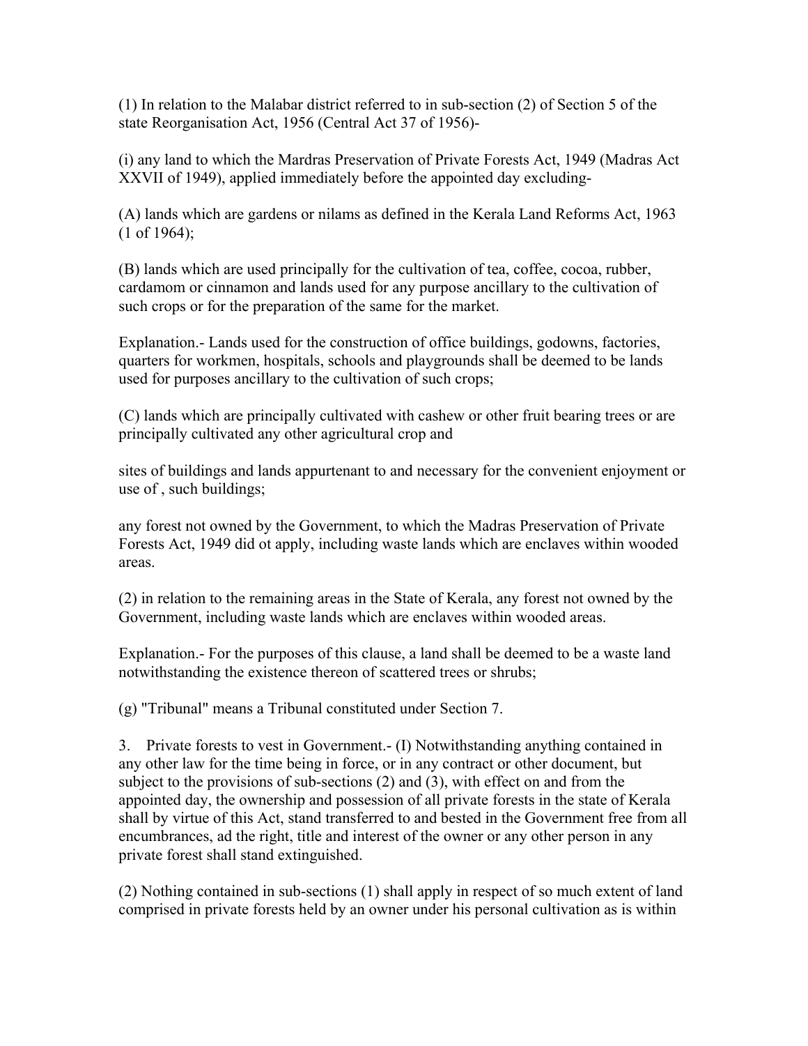(1) In relation to the Malabar district referred to in sub-section (2) of Section 5 of the state Reorganisation Act, 1956 (Central Act 37 of 1956)-

(i) any land to which the Mardras Preservation of Private Forests Act, 1949 (Madras Act XXVII of 1949), applied immediately before the appointed day excluding-

(A) lands which are gardens or nilams as defined in the Kerala Land Reforms Act, 1963 (1 of 1964);

(B) lands which are used principally for the cultivation of tea, coffee, cocoa, rubber, cardamom or cinnamon and lands used for any purpose ancillary to the cultivation of such crops or for the preparation of the same for the market.

Explanation.- Lands used for the construction of office buildings, godowns, factories, quarters for workmen, hospitals, schools and playgrounds shall be deemed to be lands used for purposes ancillary to the cultivation of such crops;

(C) lands which are principally cultivated with cashew or other fruit bearing trees or are principally cultivated any other agricultural crop and

sites of buildings and lands appurtenant to and necessary for the convenient enjoyment or use of , such buildings;

any forest not owned by the Government, to which the Madras Preservation of Private Forests Act, 1949 did ot apply, including waste lands which are enclaves within wooded areas.

(2) in relation to the remaining areas in the State of Kerala, any forest not owned by the Government, including waste lands which are enclaves within wooded areas.

Explanation.- For the purposes of this clause, a land shall be deemed to be a waste land notwithstanding the existence thereon of scattered trees or shrubs;

(g) "Tribunal" means a Tribunal constituted under Section 7.

3. Private forests to vest in Government.- (I) Notwithstanding anything contained in any other law for the time being in force, or in any contract or other document, but subject to the provisions of sub-sections (2) and (3), with effect on and from the appointed day, the ownership and possession of all private forests in the state of Kerala shall by virtue of this Act, stand transferred to and bested in the Government free from all encumbrances, ad the right, title and interest of the owner or any other person in any private forest shall stand extinguished.

(2) Nothing contained in sub-sections (1) shall apply in respect of so much extent of land comprised in private forests held by an owner under his personal cultivation as is within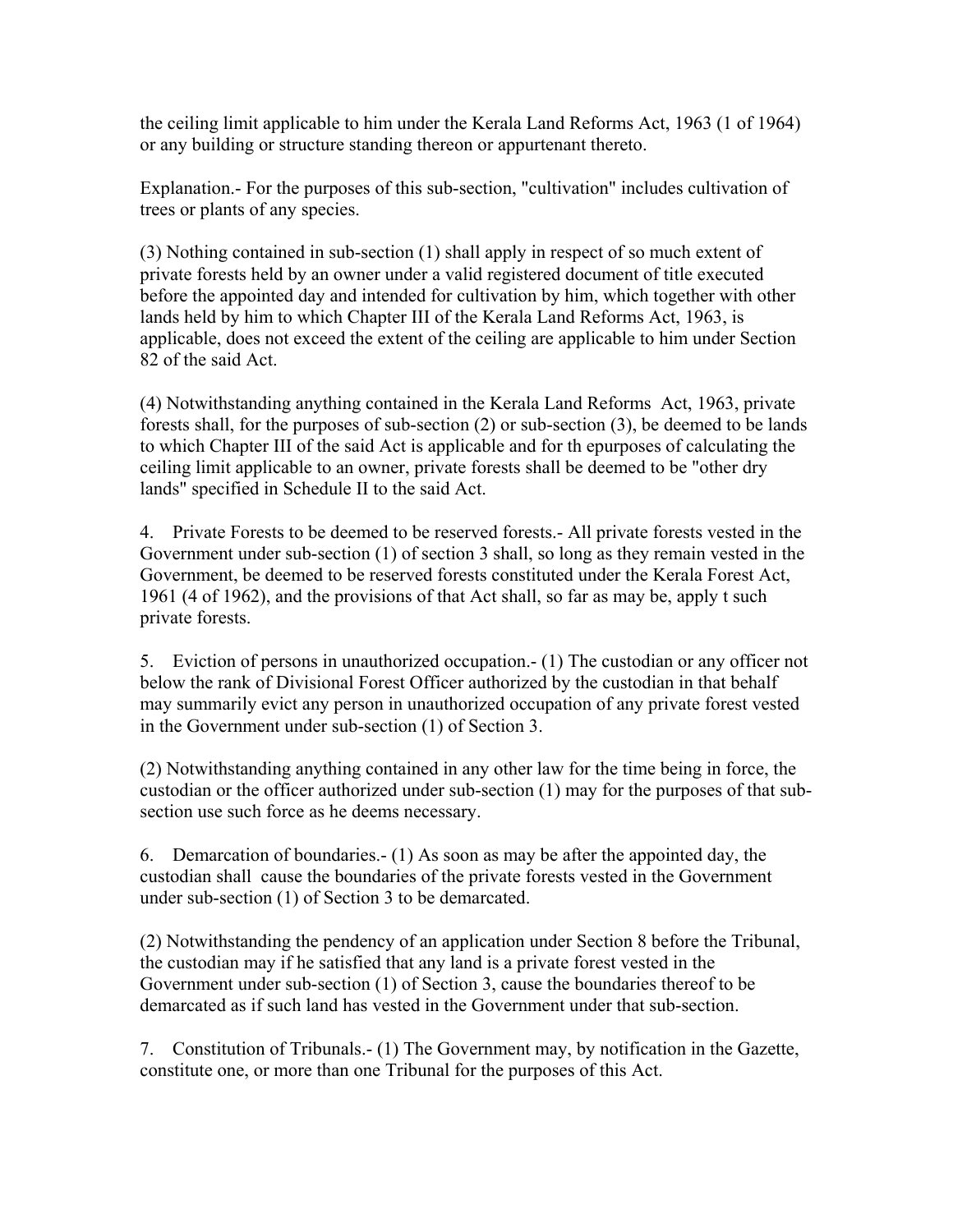the ceiling limit applicable to him under the Kerala Land Reforms Act, 1963 (1 of 1964) or any building or structure standing thereon or appurtenant thereto.

Explanation.- For the purposes of this sub-section, "cultivation" includes cultivation of trees or plants of any species.

(3) Nothing contained in sub-section (1) shall apply in respect of so much extent of private forests held by an owner under a valid registered document of title executed before the appointed day and intended for cultivation by him, which together with other lands held by him to which Chapter III of the Kerala Land Reforms Act, 1963, is applicable, does not exceed the extent of the ceiling are applicable to him under Section 82 of the said Act.

(4) Notwithstanding anything contained in the Kerala Land Reforms Act, 1963, private forests shall, for the purposes of sub-section (2) or sub-section (3), be deemed to be lands to which Chapter III of the said Act is applicable and for th epurposes of calculating the ceiling limit applicable to an owner, private forests shall be deemed to be "other dry lands" specified in Schedule II to the said Act.

4. Private Forests to be deemed to be reserved forests.- All private forests vested in the Government under sub-section (1) of section 3 shall, so long as they remain vested in the Government, be deemed to be reserved forests constituted under the Kerala Forest Act, 1961 (4 of 1962), and the provisions of that Act shall, so far as may be, apply t such private forests.

5. Eviction of persons in unauthorized occupation.- (1) The custodian or any officer not below the rank of Divisional Forest Officer authorized by the custodian in that behalf may summarily evict any person in unauthorized occupation of any private forest vested in the Government under sub-section (1) of Section 3.

(2) Notwithstanding anything contained in any other law for the time being in force, the custodian or the officer authorized under sub-section (1) may for the purposes of that sub-section use such force as he deems necessary.

6. Demarcation of boundaries.- (1) As soon as may be after the appointed day, the custodian shall cause the boundaries of the private forests vested in the Government under sub-section (1) of Section 3 to be demarcated.

(2) Notwithstanding the pendency of an application under Section 8 before the Tribunal, the custodian may if he satisfied that any land is a private forest vested in the Government under sub-section (1) of Section 3, cause the boundaries thereof to be demarcated as if such land has vested in the Government under that sub-section.

7. Constitution of Tribunals.- (1) The Government may, by notification in the Gazette, constitute one, or more than one Tribunal for the purposes of this Act.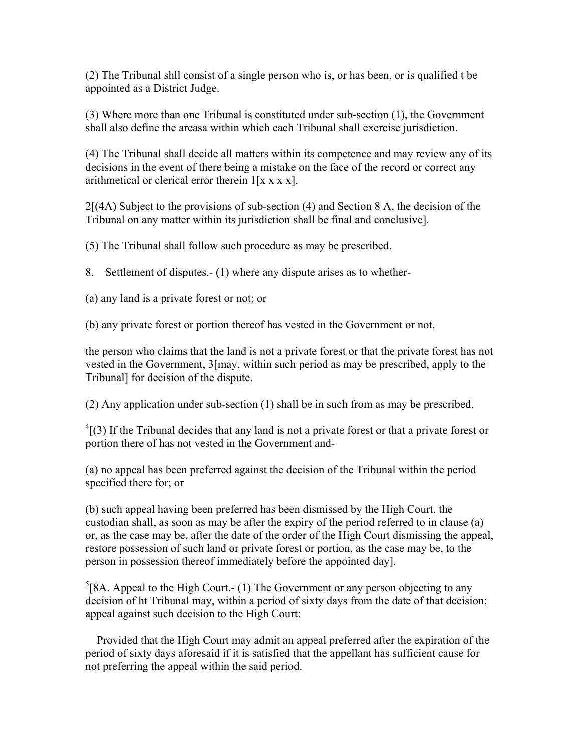(2) The Tribunal shll consist of a single person who is, or has been, or is qualified t be appointed as a District Judge.

(3) Where more than one Tribunal is constituted under sub-section (1), the Government shall also define the areasa within which each Tribunal shall exercise jurisdiction.

(4) The Tribunal shall decide all matters within its competence and may review any of its decisions in the event of there being a mistake on the face of the record or correct any arithmetical or clerical error therein 1[x x x x].

2[(4A) Subject to the provisions of sub-section (4) and Section 8 A, the decision of the Tribunal on any matter within its jurisdiction shall be final and conclusive].

(5) The Tribunal shall follow such procedure as may be prescribed.

8. Settlement of disputes.- (1) where any dispute arises as to whether-

(a) any land is a private forest or not; or

(b) any private forest or portion thereof has vested in the Government or not,

the person who claims that the land is not a private forest or that the private forest has not vested in the Government, 3[may, within such period as may be prescribed, apply to the Tribunal] for decision of the dispute.

(2) Any application under sub-section (1) shall be in such from as may be prescribed.

[4][(3) If the Tribunal decides that any land is not a private forest or that a private forest or portion there of has not vested in the Government and-

(a) no appeal has been preferred against the decision of the Tribunal within the period specified there for; or

(b) such appeal having been preferred has been dismissed by the High Court, the custodian shall, as soon as may be after the expiry of the period referred to in clause (a) or, as the case may be, after the date of the order of the High Court dismissing the appeal, restore possession of such land or private forest or portion, as the case may be, to the person in possession thereof immediately before the appointed day].

[5][8A. Appeal to the High Court.- (1) The Government or any person objecting to any decision of ht Tribunal may, within a period of sixty days from the date of that decision; appeal against such decision to the High Court:

Provided that the High Court may admit an appeal preferred after the expiration of the period of sixty days aforesaid if it is satisfied that the appellant has sufficient cause for not preferring the appeal within the said period.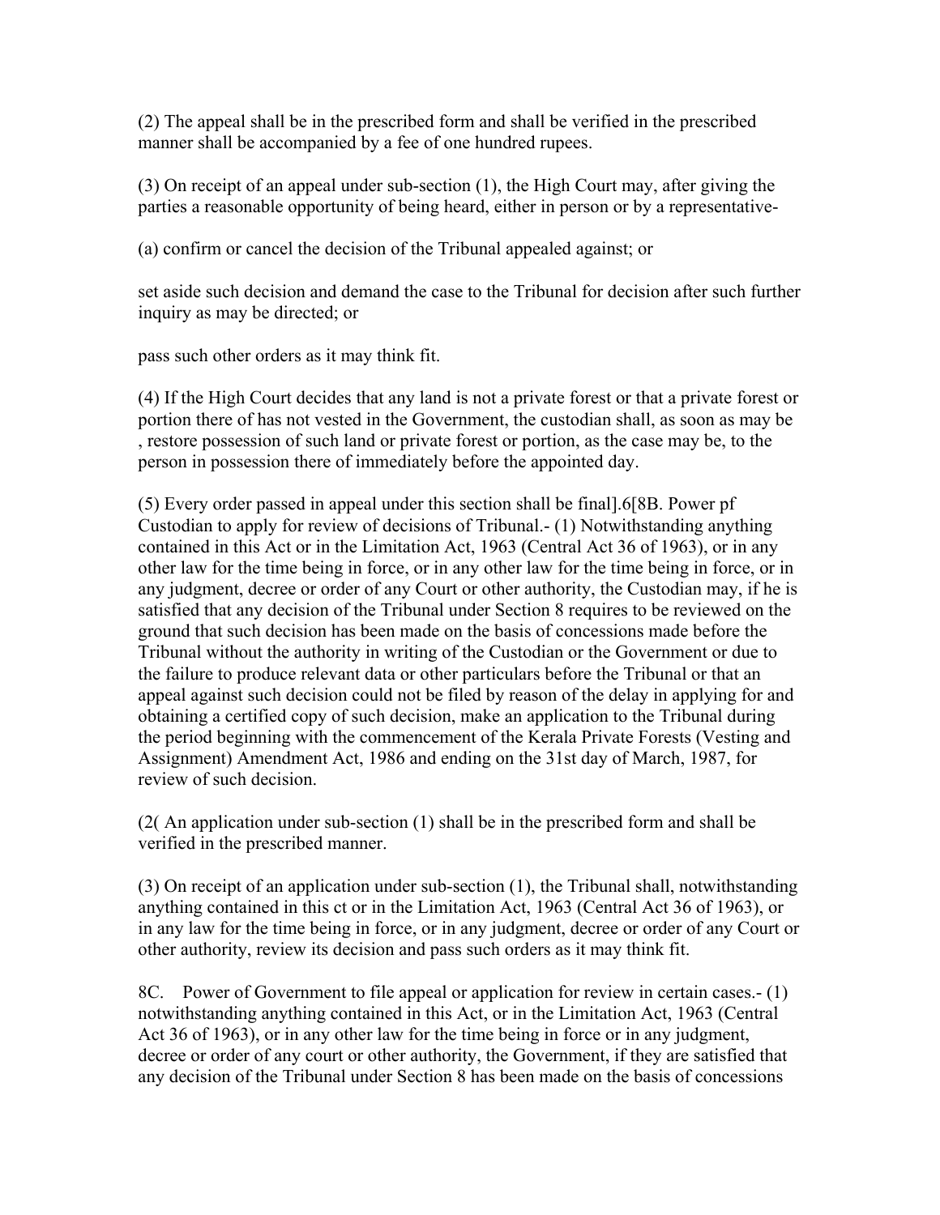(2) The appeal shall be in the prescribed form and shall be verified in the prescribed manner shall be accompanied by a fee of one hundred rupees.

(3) On receipt of an appeal under sub-section (1), the High Court may, after giving the parties a reasonable opportunity of being heard, either in person or by a representative-

(a) confirm or cancel the decision of the Tribunal appealed against; or

set aside such decision and demand the case to the Tribunal for decision after such further inquiry as may be directed; or

pass such other orders as it may think fit.

(4) If the High Court decides that any land is not a private forest or that a private forest or portion there of has not vested in the Government, the custodian shall, as soon as may be , restore possession of such land or private forest or portion, as the case may be, to the person in possession there of immediately before the appointed day.

(5) Every order passed in appeal under this section shall be final].6[8B. Power pf Custodian to apply for review of decisions of Tribunal.- (1) Notwithstanding anything contained in this Act or in the Limitation Act, 1963 (Central Act 36 of 1963), or in any other law for the time being in force, or in any other law for the time being in force, or in any judgment, decree or order of any Court or other authority, the Custodian may, if he is satisfied that any decision of the Tribunal under Section 8 requires to be reviewed on the ground that such decision has been made on the basis of concessions made before the Tribunal without the authority in writing of the Custodian or the Government or due to the failure to produce relevant data or other particulars before the Tribunal or that an appeal against such decision could not be filed by reason of the delay in applying for and obtaining a certified copy of such decision, make an application to the Tribunal during the period beginning with the commencement of the Kerala Private Forests (Vesting and Assignment) Amendment Act, 1986 and ending on the 31st day of March, 1987, for review of such decision.

(2( An application under sub-section (1) shall be in the prescribed form and shall be verified in the prescribed manner.

(3) On receipt of an application under sub-section (1), the Tribunal shall, notwithstanding anything contained in this ct or in the Limitation Act, 1963 (Central Act 36 of 1963), or in any law for the time being in force, or in any judgment, decree or order of any Court or other authority, review its decision and pass such orders as it may think fit.

8C. Power of Government to file appeal or application for review in certain cases.- (1) notwithstanding anything contained in this Act, or in the Limitation Act, 1963 (Central Act 36 of 1963), or in any other law for the time being in force or in any judgment, decree or order of any court or other authority, the Government, if they are satisfied that any decision of the Tribunal under Section 8 has been made on the basis of concessions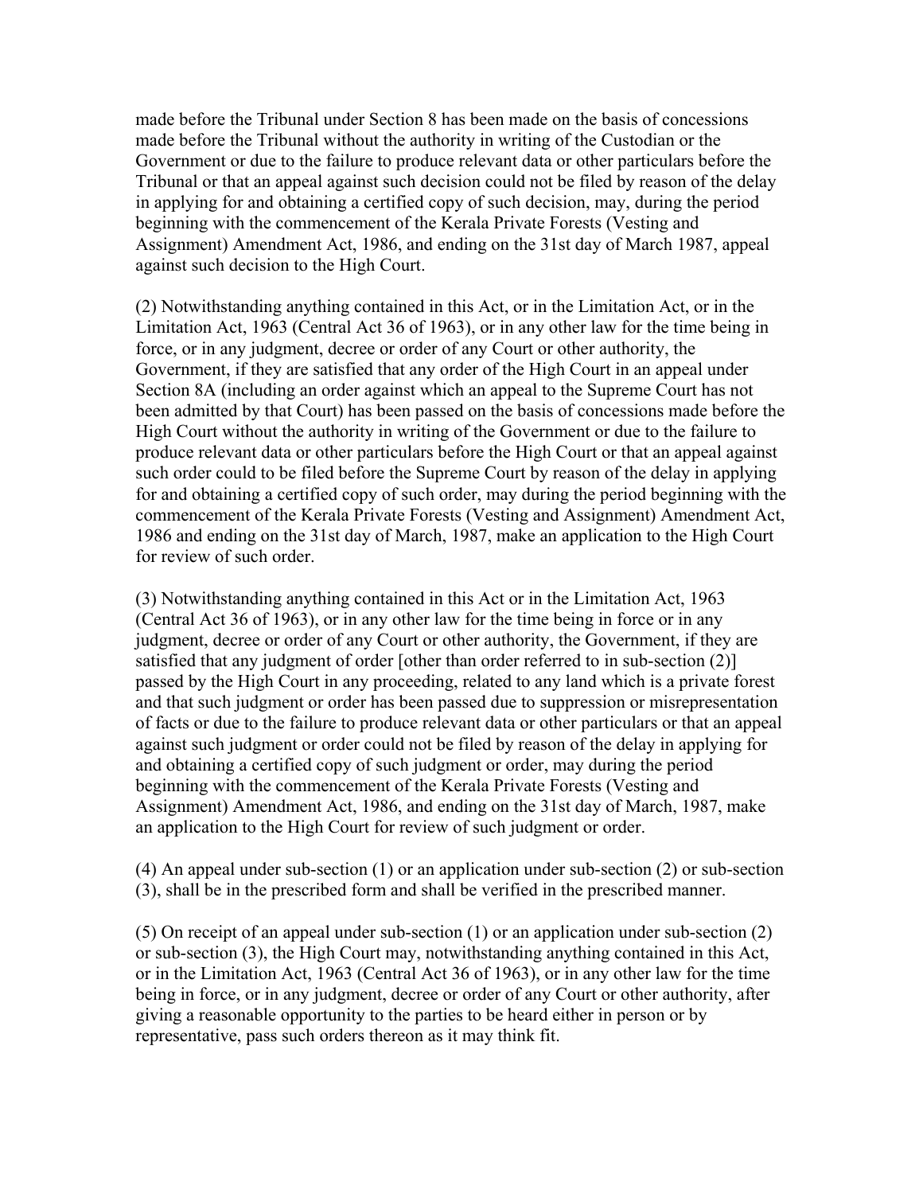made before the Tribunal under Section 8 has been made on the basis of concessions made before the Tribunal without the authority in writing of the Custodian or the Government or due to the failure to produce relevant data or other particulars before the Tribunal or that an appeal against such decision could not be filed by reason of the delay in applying for and obtaining a certified copy of such decision, may, during the period beginning with the commencement of the Kerala Private Forests (Vesting and Assignment) Amendment Act, 1986, and ending on the 31st day of March 1987, appeal against such decision to the High Court.

(2) Notwithstanding anything contained in this Act, or in the Limitation Act, or in the Limitation Act, 1963 (Central Act 36 of 1963), or in any other law for the time being in force, or in any judgment, decree or order of any Court or other authority, the Government, if they are satisfied that any order of the High Court in an appeal under Section 8A (including an order against which an appeal to the Supreme Court has not been admitted by that Court) has been passed on the basis of concessions made before the High Court without the authority in writing of the Government or due to the failure to produce relevant data or other particulars before the High Court or that an appeal against such order could to be filed before the Supreme Court by reason of the delay in applying for and obtaining a certified copy of such order, may during the period beginning with the commencement of the Kerala Private Forests (Vesting and Assignment) Amendment Act, 1986 and ending on the 31st day of March, 1987, make an application to the High Court for review of such order.

(3) Notwithstanding anything contained in this Act or in the Limitation Act, 1963 (Central Act 36 of 1963), or in any other law for the time being in force or in any judgment, decree or order of any Court or other authority, the Government, if they are satisfied that any judgment of order [other than order referred to in sub-section (2)] passed by the High Court in any proceeding, related to any land which is a private forest and that such judgment or order has been passed due to suppression or misrepresentation of facts or due to the failure to produce relevant data or other particulars or that an appeal against such judgment or order could not be filed by reason of the delay in applying for and obtaining a certified copy of such judgment or order, may during the period beginning with the commencement of the Kerala Private Forests (Vesting and Assignment) Amendment Act, 1986, and ending on the 31st day of March, 1987, make an application to the High Court for review of such judgment or order.

(4) An appeal under sub-section (1) or an application under sub-section (2) or sub-section (3), shall be in the prescribed form and shall be verified in the prescribed manner.

(5) On receipt of an appeal under sub-section (1) or an application under sub-section (2) or sub-section (3), the High Court may, notwithstanding anything contained in this Act, or in the Limitation Act, 1963 (Central Act 36 of 1963), or in any other law for the time being in force, or in any judgment, decree or order of any Court or other authority, after giving a reasonable opportunity to the parties to be heard either in person or by representative, pass such orders thereon as it may think fit.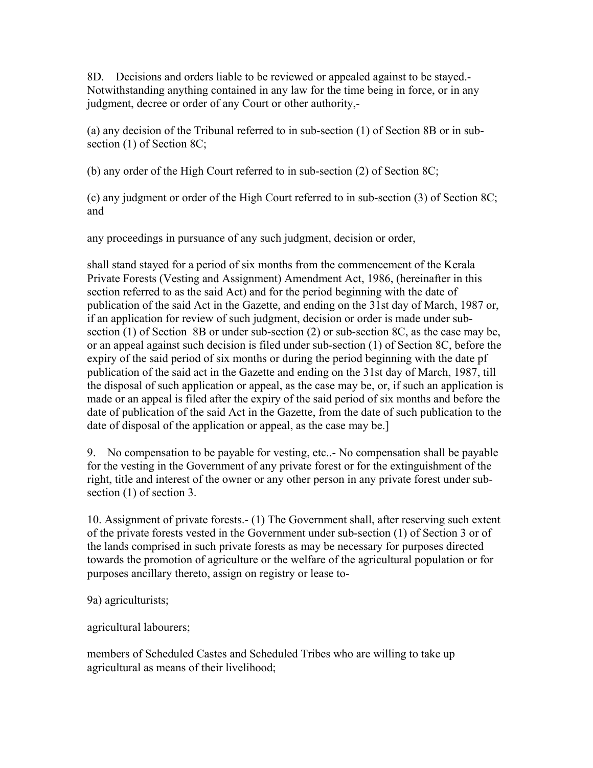8D. Decisions and orders liable to be reviewed or appealed against to be stayed.- Notwithstanding anything contained in any law for the time being in force, or in any judgment, decree or order of any Court or other authority,-

(a) any decision of the Tribunal referred to in sub-section (1) of Section 8B or in sub-section (1) of Section 8C;

(b) any order of the High Court referred to in sub-section (2) of Section 8C;

(c) any judgment or order of the High Court referred to in sub-section (3) of Section 8C; and

any proceedings in pursuance of any such judgment, decision or order,

shall stand stayed for a period of six months from the commencement of the Kerala Private Forests (Vesting and Assignment) Amendment Act, 1986, (hereinafter in this section referred to as the said Act) and for the period beginning with the date of publication of the said Act in the Gazette, and ending on the 31st day of March, 1987 or, if an application for review of such judgment, decision or order is made under sub-section (1) of Section 8B or under sub-section (2) or sub-section 8C, as the case may be, or an appeal against such decision is filed under sub-section (1) of Section 8C, before the expiry of the said period of six months or during the period beginning with the date pf publication of the said act in the Gazette and ending on the 31st day of March, 1987, till the disposal of such application or appeal, as the case may be, or, if such an application is made or an appeal is filed after the expiry of the said period of six months and before the date of publication of the said Act in the Gazette, from the date of such publication to the date of disposal of the application or appeal, as the case may be.]

9. No compensation to be payable for vesting, etc..- No compensation shall be payable for the vesting in the Government of any private forest or for the extinguishment of the right, title and interest of the owner or any other person in any private forest under sub-section (1) of section 3.

10. Assignment of private forests.- (1) The Government shall, after reserving such extent of the private forests vested in the Government under sub-section (1) of Section 3 or of the lands comprised in such private forests as may be necessary for purposes directed towards the promotion of agriculture or the welfare of the agricultural population or for purposes ancillary thereto, assign on registry or lease to-

9a) agriculturists;

agricultural labourers;

members of Scheduled Castes and Scheduled Tribes who are willing to take up agricultural as means of their livelihood;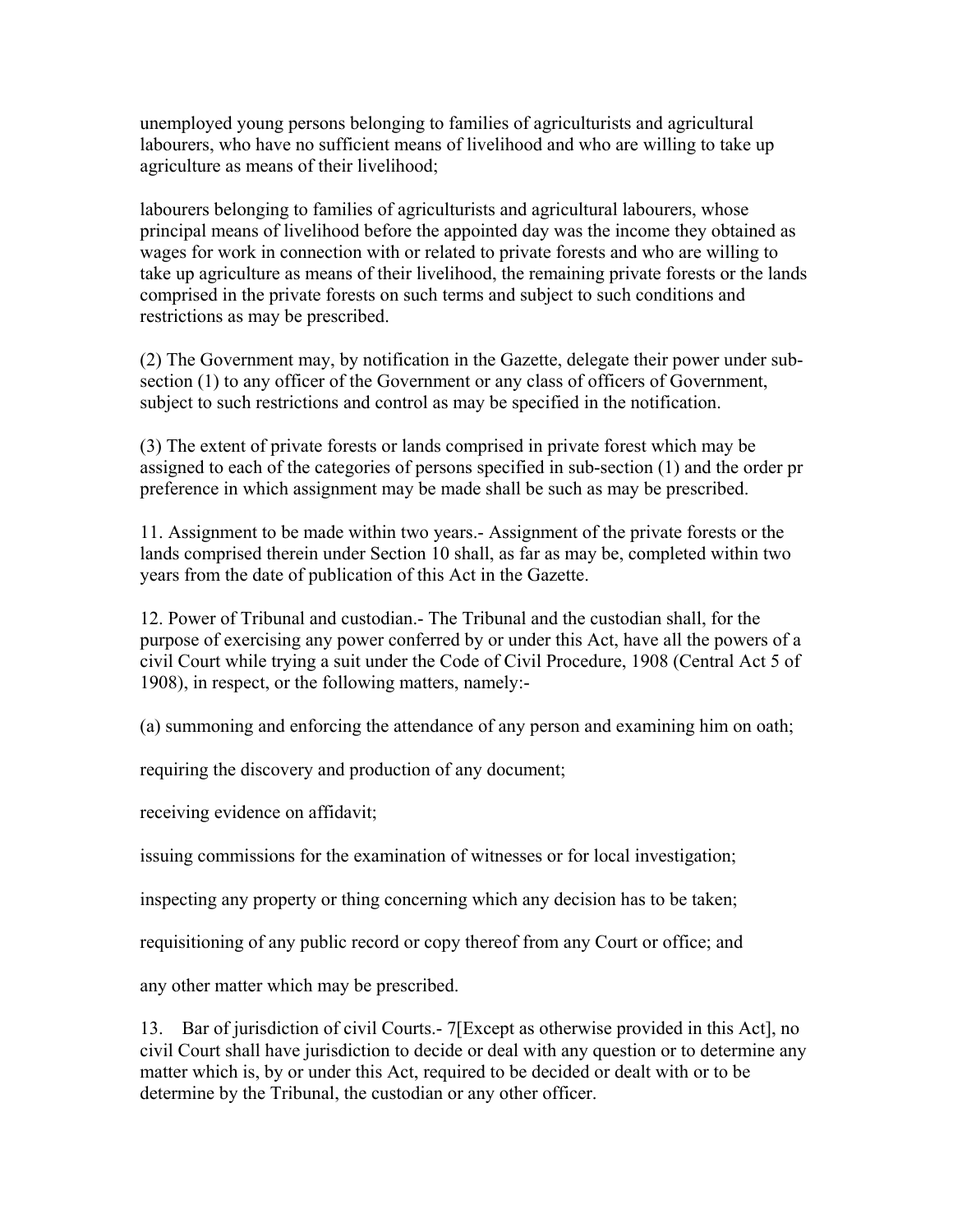unemployed young persons belonging to families of agriculturists and agricultural labourers, who have no sufficient means of livelihood and who are willing to take up agriculture as means of their livelihood;

labourers belonging to families of agriculturists and agricultural labourers, whose principal means of livelihood before the appointed day was the income they obtained as wages for work in connection with or related to private forests and who are willing to take up agriculture as means of their livelihood, the remaining private forests or the lands comprised in the private forests on such terms and subject to such conditions and restrictions as may be prescribed.

(2) The Government may, by notification in the Gazette, delegate their power under sub-section (1) to any officer of the Government or any class of officers of Government, subject to such restrictions and control as may be specified in the notification.

(3) The extent of private forests or lands comprised in private forest which may be assigned to each of the categories of persons specified in sub-section (1) and the order pr preference in which assignment may be made shall be such as may be prescribed.

11. Assignment to be made within two years.- Assignment of the private forests or the lands comprised therein under Section 10 shall, as far as may be, completed within two years from the date of publication of this Act in the Gazette.

12. Power of Tribunal and custodian.- The Tribunal and the custodian shall, for the purpose of exercising any power conferred by or under this Act, have all the powers of a civil Court while trying a suit under the Code of Civil Procedure, 1908 (Central Act 5 of 1908), in respect, or the following matters, namely:-

(a) summoning and enforcing the attendance of any person and examining him on oath;

requiring the discovery and production of any document;

receiving evidence on affidavit;

issuing commissions for the examination of witnesses or for local investigation;

inspecting any property or thing concerning which any decision has to be taken;

requisitioning of any public record or copy thereof from any Court or office; and

any other matter which may be prescribed.

13. Bar of jurisdiction of civil Courts.- 7[Except as otherwise provided in this Act], no civil Court shall have jurisdiction to decide or deal with any question or to determine any matter which is, by or under this Act, required to be decided or dealt with or to be determine by the Tribunal, the custodian or any other officer.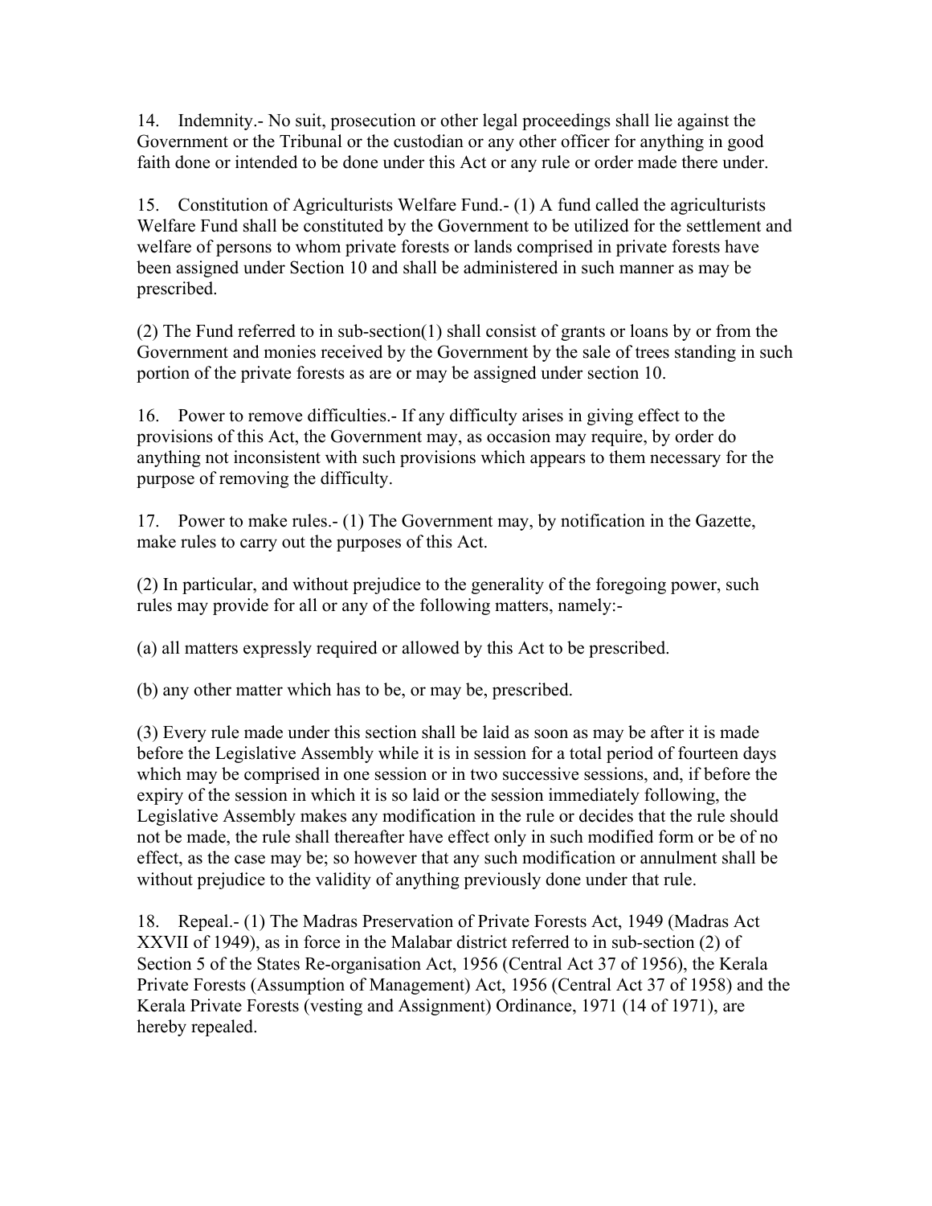14. Indemnity.- No suit, prosecution or other legal proceedings shall lie against the Government or the Tribunal or the custodian or any other officer for anything in good faith done or intended to be done under this Act or any rule or order made there under.

15. Constitution of Agriculturists Welfare Fund.- (1) A fund called the agriculturists Welfare Fund shall be constituted by the Government to be utilized for the settlement and welfare of persons to whom private forests or lands comprised in private forests have been assigned under Section 10 and shall be administered in such manner as may be prescribed.

(2) The Fund referred to in sub-section(1) shall consist of grants or loans by or from the Government and monies received by the Government by the sale of trees standing in such portion of the private forests as are or may be assigned under section 10.

16. Power to remove difficulties.- If any difficulty arises in giving effect to the provisions of this Act, the Government may, as occasion may require, by order do anything not inconsistent with such provisions which appears to them necessary for the purpose of removing the difficulty.

17. Power to make rules.- (1) The Government may, by notification in the Gazette, make rules to carry out the purposes of this Act.

(2) In particular, and without prejudice to the generality of the foregoing power, such rules may provide for all or any of the following matters, namely:-

(a) all matters expressly required or allowed by this Act to be prescribed.

(b) any other matter which has to be, or may be, prescribed.

(3) Every rule made under this section shall be laid as soon as may be after it is made before the Legislative Assembly while it is in session for a total period of fourteen days which may be comprised in one session or in two successive sessions, and, if before the expiry of the session in which it is so laid or the session immediately following, the Legislative Assembly makes any modification in the rule or decides that the rule should not be made, the rule shall thereafter have effect only in such modified form or be of no effect, as the case may be; so however that any such modification or annulment shall be without prejudice to the validity of anything previously done under that rule.

18. Repeal.- (1) The Madras Preservation of Private Forests Act, 1949 (Madras Act XXVII of 1949), as in force in the Malabar district referred to in sub-section (2) of Section 5 of the States Re-organisation Act, 1956 (Central Act 37 of 1956), the Kerala Private Forests (Assumption of Management) Act, 1956 (Central Act 37 of 1958) and the Kerala Private Forests (vesting and Assignment) Ordinance, 1971 (14 of 1971), are hereby repealed.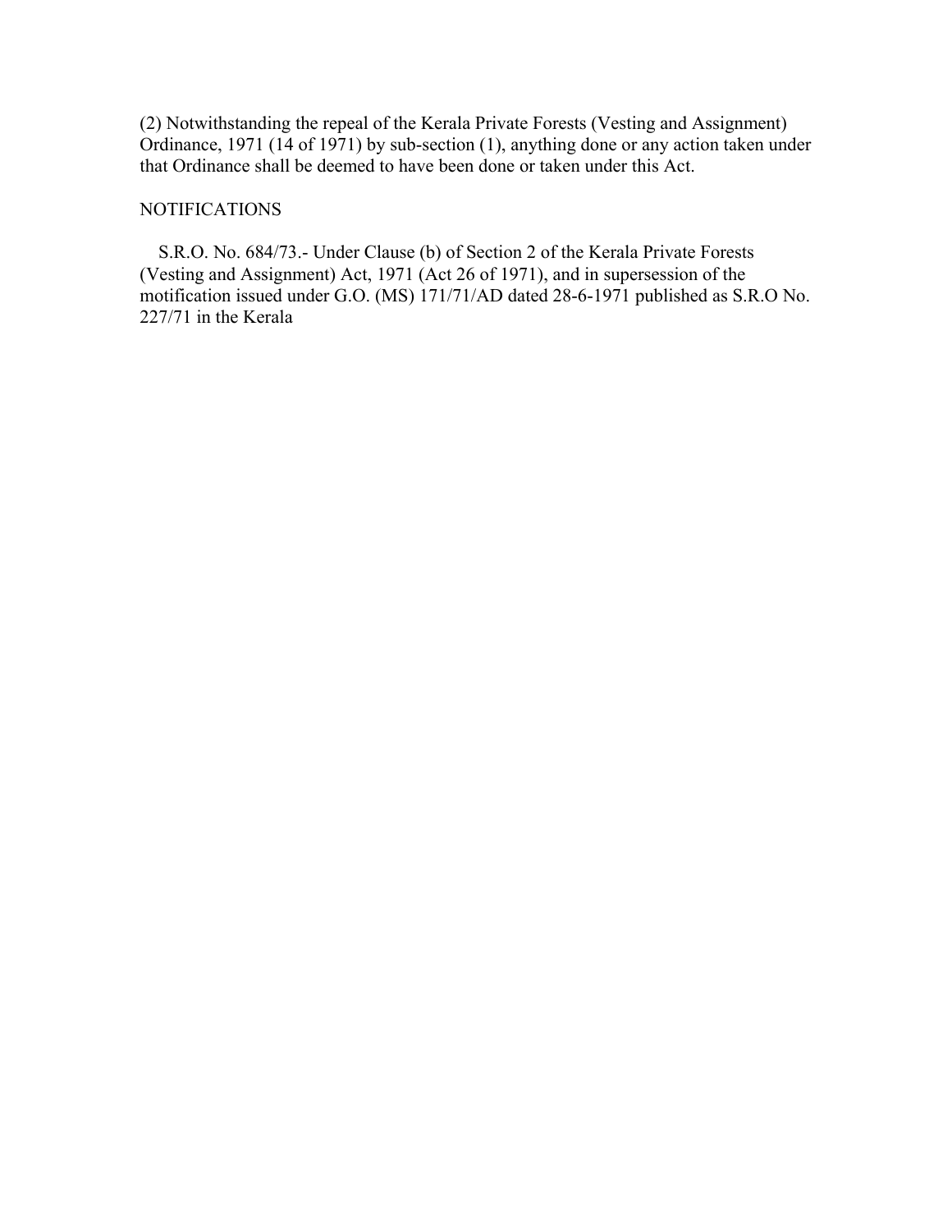(2) Notwithstanding the repeal of the Kerala Private Forests (Vesting and Assignment) Ordinance, 1971 (14 of 1971) by sub-section (1), anything done or any action taken under that Ordinance shall be deemed to have been done or taken under this Act.

NOTIFICATIONS

S.R.O. No. 684/73.- Under Clause (b) of Section 2 of the Kerala Private Forests (Vesting and Assignment) Act, 1971 (Act 26 of 1971), and in supersession of the motification issued under G.O. (MS) 171/71/AD dated 28-6-1971 published as S.R.O No. 227/71 in the Kerala